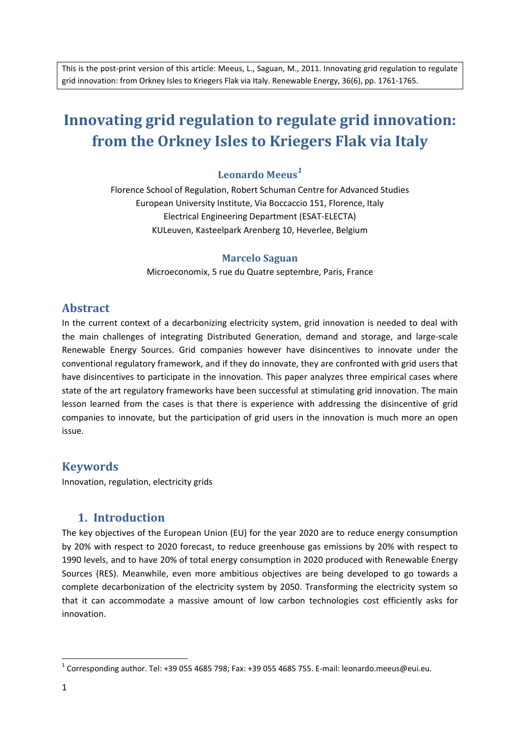This is the post-print version of this article: Meeus, L., Saguan, M., 2011. Innovating grid regulation to regulate grid innovation: from Orkney Isles to Kriegers Flak via Italy. Renewable Energy, 36(6), pp. 1761-1765.

# Innovating grid regulation to regulate grid innovation: from the Orkney Isles to Kriegers Flak via Italy

**Leonardo Meeus**[1]

Florence School of Regulation, Robert Schuman Centre for Advanced Studies
European University Institute, Via Boccaccio 151, Florence, Italy
Electrical Engineering Department (ESAT-ELECTA)
KULeuven, Kasteelpark Arenberg 10, Heverlee, Belgium

**Marcelo Saguan**

Microeconomix, 5 rue du Quatre septembre, Paris, France

## Abstract

In the current context of a decarbonizing electricity system, grid innovation is needed to deal with the main challenges of integrating Distributed Generation, demand and storage, and large-scale Renewable Energy Sources. Grid companies however have disincentives to innovate under the conventional regulatory framework, and if they do innovate, they are confronted with grid users that have disincentives to participate in the innovation. This paper analyzes three empirical cases where state of the art regulatory frameworks have been successful at stimulating grid innovation. The main lesson learned from the cases is that there is experience with addressing the disincentive of grid companies to innovate, but the participation of grid users in the innovation is much more an open issue.

## Keywords

Innovation, regulation, electricity grids

## 1. Introduction

The key objectives of the European Union (EU) for the year 2020 are to reduce energy consumption by 20% with respect to 2020 forecast, to reduce greenhouse gas emissions by 20% with respect to 1990 levels, and to have 20% of total energy consumption in 2020 produced with Renewable Energy Sources (RES). Meanwhile, even more ambitious objectives are being developed to go towards a complete decarbonization of the electricity system by 2050. Transforming the electricity system so that it can accommodate a massive amount of low carbon technologies cost efficiently asks for innovation.

[1] Corresponding author. Tel: +39 055 4685 798; Fax: +39 055 4685 755. E-mail: leonardo.meeus@eui.eu.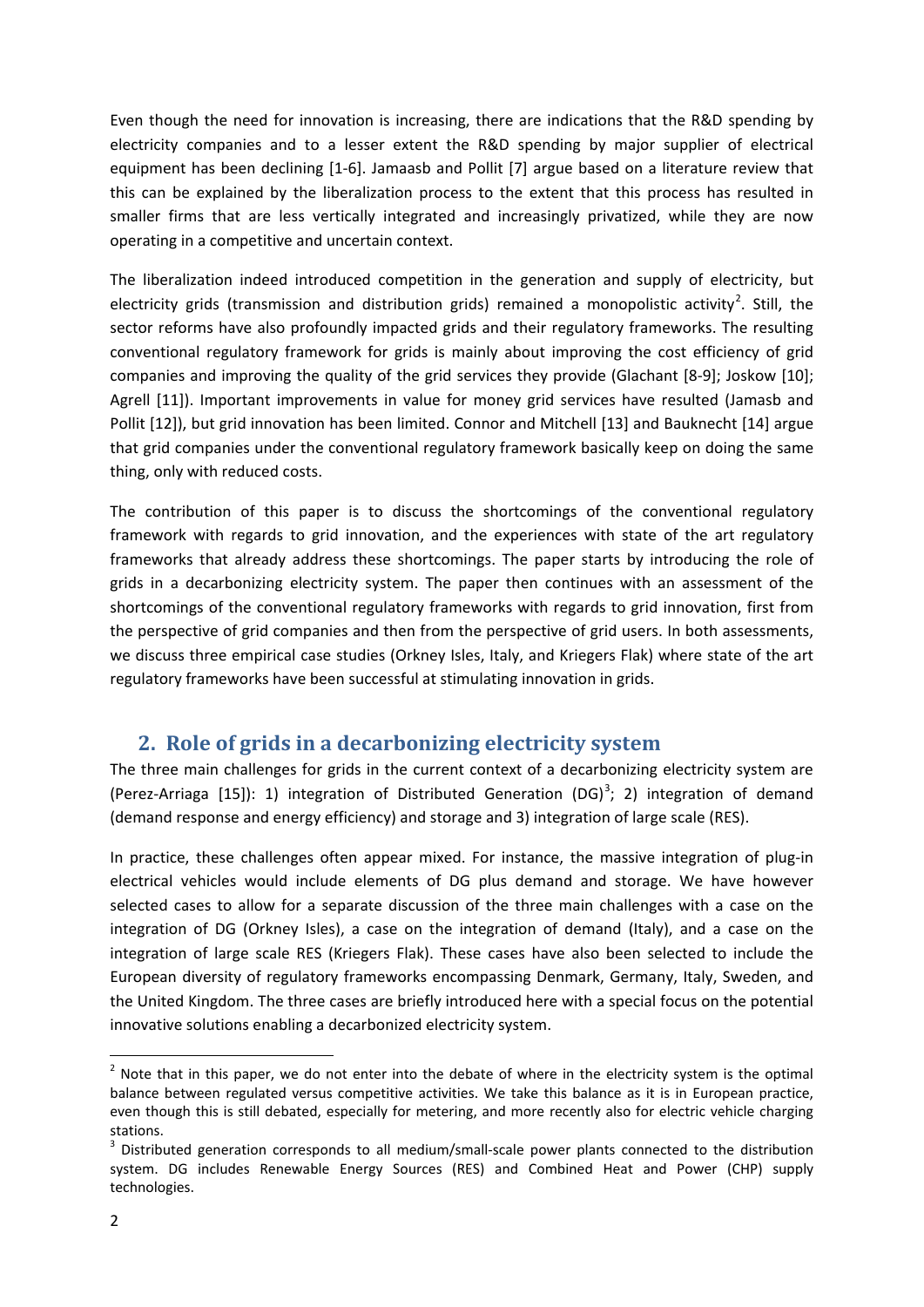Even though the need for innovation is increasing, there are indications that the R&D spending by electricity companies and to a lesser extent the R&D spending by major supplier of electrical equipment has been declining [1-6]. Jamaasb and Pollit [7] argue based on a literature review that this can be explained by the liberalization process to the extent that this process has resulted in smaller firms that are less vertically integrated and increasingly privatized, while they are now operating in a competitive and uncertain context.

The liberalization indeed introduced competition in the generation and supply of electricity, but electricity grids (transmission and distribution grids) remained a monopolistic activity[2]. Still, the sector reforms have also profoundly impacted grids and their regulatory frameworks. The resulting conventional regulatory framework for grids is mainly about improving the cost efficiency of grid companies and improving the quality of the grid services they provide (Glachant [8-9]; Joskow [10]; Agrell [11]). Important improvements in value for money grid services have resulted (Jamasb and Pollit [12]), but grid innovation has been limited. Connor and Mitchell [13] and Bauknecht [14] argue that grid companies under the conventional regulatory framework basically keep on doing the same thing, only with reduced costs.

The contribution of this paper is to discuss the shortcomings of the conventional regulatory framework with regards to grid innovation, and the experiences with state of the art regulatory frameworks that already address these shortcomings. The paper starts by introducing the role of grids in a decarbonizing electricity system. The paper then continues with an assessment of the shortcomings of the conventional regulatory frameworks with regards to grid innovation, first from the perspective of grid companies and then from the perspective of grid users. In both assessments, we discuss three empirical case studies (Orkney Isles, Italy, and Kriegers Flak) where state of the art regulatory frameworks have been successful at stimulating innovation in grids.

## 2. Role of grids in a decarbonizing electricity system

The three main challenges for grids in the current context of a decarbonizing electricity system are (Perez-Arriaga [15]): 1) integration of Distributed Generation (DG)[3]; 2) integration of demand (demand response and energy efficiency) and storage and 3) integration of large scale (RES).

In practice, these challenges often appear mixed. For instance, the massive integration of plug-in electrical vehicles would include elements of DG plus demand and storage. We have however selected cases to allow for a separate discussion of the three main challenges with a case on the integration of DG (Orkney Isles), a case on the integration of demand (Italy), and a case on the integration of large scale RES (Kriegers Flak). These cases have also been selected to include the European diversity of regulatory frameworks encompassing Denmark, Germany, Italy, Sweden, and the United Kingdom. The three cases are briefly introduced here with a special focus on the potential innovative solutions enabling a decarbonized electricity system.

---

[2] Note that in this paper, we do not enter into the debate of where in the electricity system is the optimal balance between regulated versus competitive activities. We take this balance as it is in European practice, even though this is still debated, especially for metering, and more recently also for electric vehicle charging stations.

[3] Distributed generation corresponds to all medium/small-scale power plants connected to the distribution system. DG includes Renewable Energy Sources (RES) and Combined Heat and Power (CHP) supply technologies.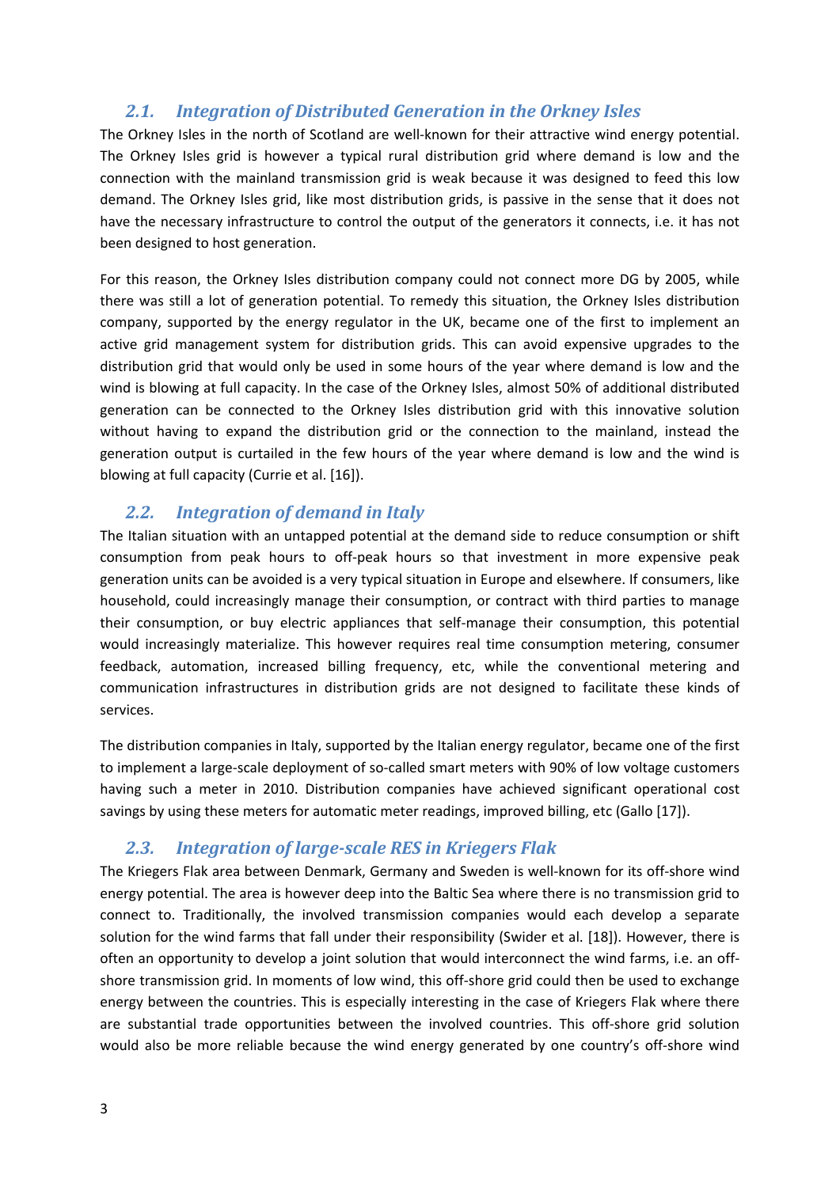## *2.1. Integration of Distributed Generation in the Orkney Isles*

The Orkney Isles in the north of Scotland are well-known for their attractive wind energy potential. The Orkney Isles grid is however a typical rural distribution grid where demand is low and the connection with the mainland transmission grid is weak because it was designed to feed this low demand. The Orkney Isles grid, like most distribution grids, is passive in the sense that it does not have the necessary infrastructure to control the output of the generators it connects, i.e. it has not been designed to host generation.

For this reason, the Orkney Isles distribution company could not connect more DG by 2005, while there was still a lot of generation potential. To remedy this situation, the Orkney Isles distribution company, supported by the energy regulator in the UK, became one of the first to implement an active grid management system for distribution grids. This can avoid expensive upgrades to the distribution grid that would only be used in some hours of the year where demand is low and the wind is blowing at full capacity. In the case of the Orkney Isles, almost 50% of additional distributed generation can be connected to the Orkney Isles distribution grid with this innovative solution without having to expand the distribution grid or the connection to the mainland, instead the generation output is curtailed in the few hours of the year where demand is low and the wind is blowing at full capacity (Currie et al. [16]).

## *2.2. Integration of demand in Italy*

The Italian situation with an untapped potential at the demand side to reduce consumption or shift consumption from peak hours to off-peak hours so that investment in more expensive peak generation units can be avoided is a very typical situation in Europe and elsewhere. If consumers, like household, could increasingly manage their consumption, or contract with third parties to manage their consumption, or buy electric appliances that self-manage their consumption, this potential would increasingly materialize. This however requires real time consumption metering, consumer feedback, automation, increased billing frequency, etc, while the conventional metering and communication infrastructures in distribution grids are not designed to facilitate these kinds of services.

The distribution companies in Italy, supported by the Italian energy regulator, became one of the first to implement a large-scale deployment of so-called smart meters with 90% of low voltage customers having such a meter in 2010. Distribution companies have achieved significant operational cost savings by using these meters for automatic meter readings, improved billing, etc (Gallo [17]).

## *2.3. Integration of large-scale RES in Kriegers Flak*

The Kriegers Flak area between Denmark, Germany and Sweden is well-known for its off-shore wind energy potential. The area is however deep into the Baltic Sea where there is no transmission grid to connect to. Traditionally, the involved transmission companies would each develop a separate solution for the wind farms that fall under their responsibility (Swider et al. [18]). However, there is often an opportunity to develop a joint solution that would interconnect the wind farms, i.e. an off-shore transmission grid. In moments of low wind, this off-shore grid could then be used to exchange energy between the countries. This is especially interesting in the case of Kriegers Flak where there are substantial trade opportunities between the involved countries. This off-shore grid solution would also be more reliable because the wind energy generated by one country's off-shore wind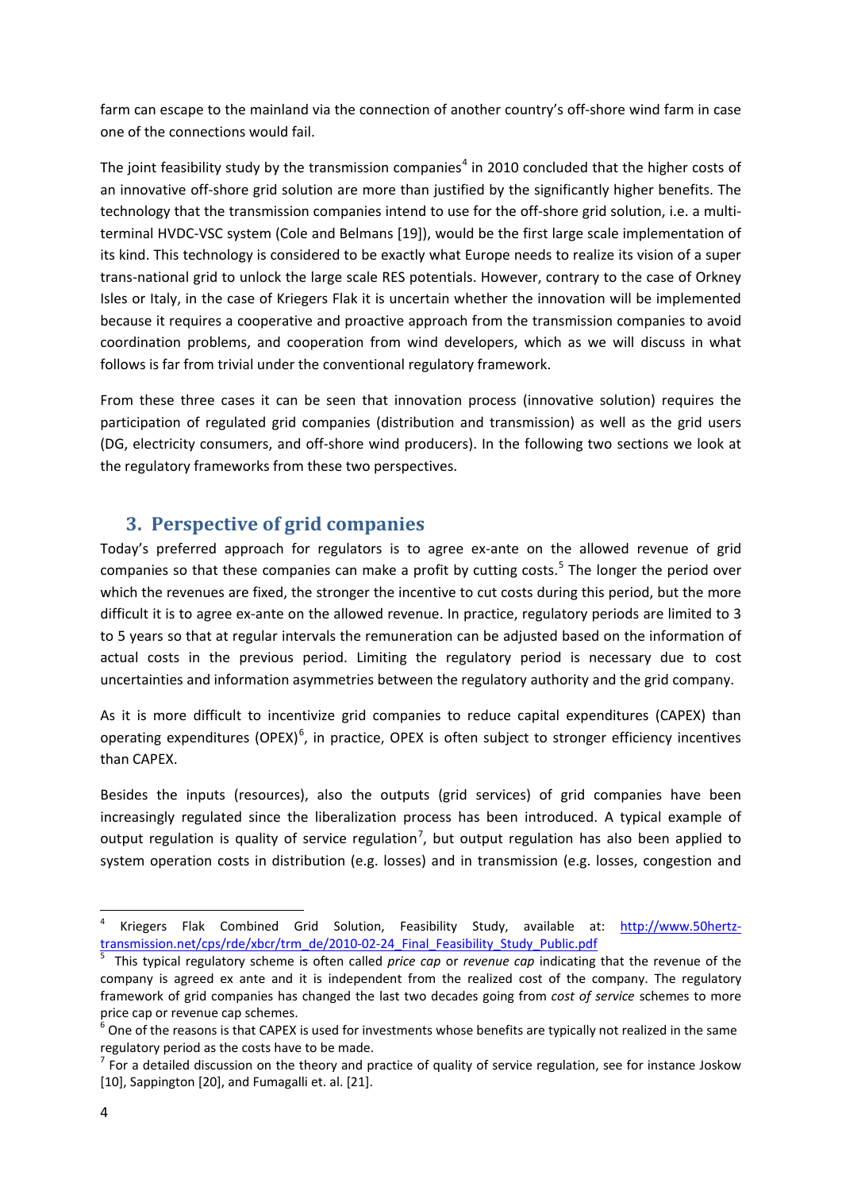farm can escape to the mainland via the connection of another country's off-shore wind farm in case one of the connections would fail.

The joint feasibility study by the transmission companies[4] in 2010 concluded that the higher costs of an innovative off-shore grid solution are more than justified by the significantly higher benefits. The technology that the transmission companies intend to use for the off-shore grid solution, i.e. a multi-terminal HVDC-VSC system (Cole and Belmans [19]), would be the first large scale implementation of its kind. This technology is considered to be exactly what Europe needs to realize its vision of a super trans-national grid to unlock the large scale RES potentials. However, contrary to the case of Orkney Isles or Italy, in the case of Kriegers Flak it is uncertain whether the innovation will be implemented because it requires a cooperative and proactive approach from the transmission companies to avoid coordination problems, and cooperation from wind developers, which as we will discuss in what follows is far from trivial under the conventional regulatory framework.

From these three cases it can be seen that innovation process (innovative solution) requires the participation of regulated grid companies (distribution and transmission) as well as the grid users (DG, electricity consumers, and off-shore wind producers). In the following two sections we look at the regulatory frameworks from these two perspectives.

## 3. Perspective of grid companies

Today's preferred approach for regulators is to agree ex-ante on the allowed revenue of grid companies so that these companies can make a profit by cutting costs.[5] The longer the period over which the revenues are fixed, the stronger the incentive to cut costs during this period, but the more difficult it is to agree ex-ante on the allowed revenue. In practice, regulatory periods are limited to 3 to 5 years so that at regular intervals the remuneration can be adjusted based on the information of actual costs in the previous period. Limiting the regulatory period is necessary due to cost uncertainties and information asymmetries between the regulatory authority and the grid company.

As it is more difficult to incentivize grid companies to reduce capital expenditures (CAPEX) than operating expenditures (OPEX)[6], in practice, OPEX is often subject to stronger efficiency incentives than CAPEX.

Besides the inputs (resources), also the outputs (grid services) of grid companies have been increasingly regulated since the liberalization process has been introduced. A typical example of output regulation is quality of service regulation[7], but output regulation has also been applied to system operation costs in distribution (e.g. losses) and in transmission (e.g. losses, congestion and

---

[4] Kriegers Flak Combined Grid Solution, Feasibility Study, available at: http://www.50hertz-transmission.net/cps/rde/xbcr/trm_de/2010-02-24_Final_Feasibility_Study_Public.pdf

[5] This typical regulatory scheme is often called *price cap* or *revenue cap* indicating that the revenue of the company is agreed ex ante and it is independent from the realized cost of the company. The regulatory framework of grid companies has changed the last two decades going from *cost of service* schemes to more price cap or revenue cap schemes.

[6] One of the reasons is that CAPEX is used for investments whose benefits are typically not realized in the same regulatory period as the costs have to be made.

[7] For a detailed discussion on the theory and practice of quality of service regulation, see for instance Joskow [10], Sappington [20], and Fumagalli et. al. [21].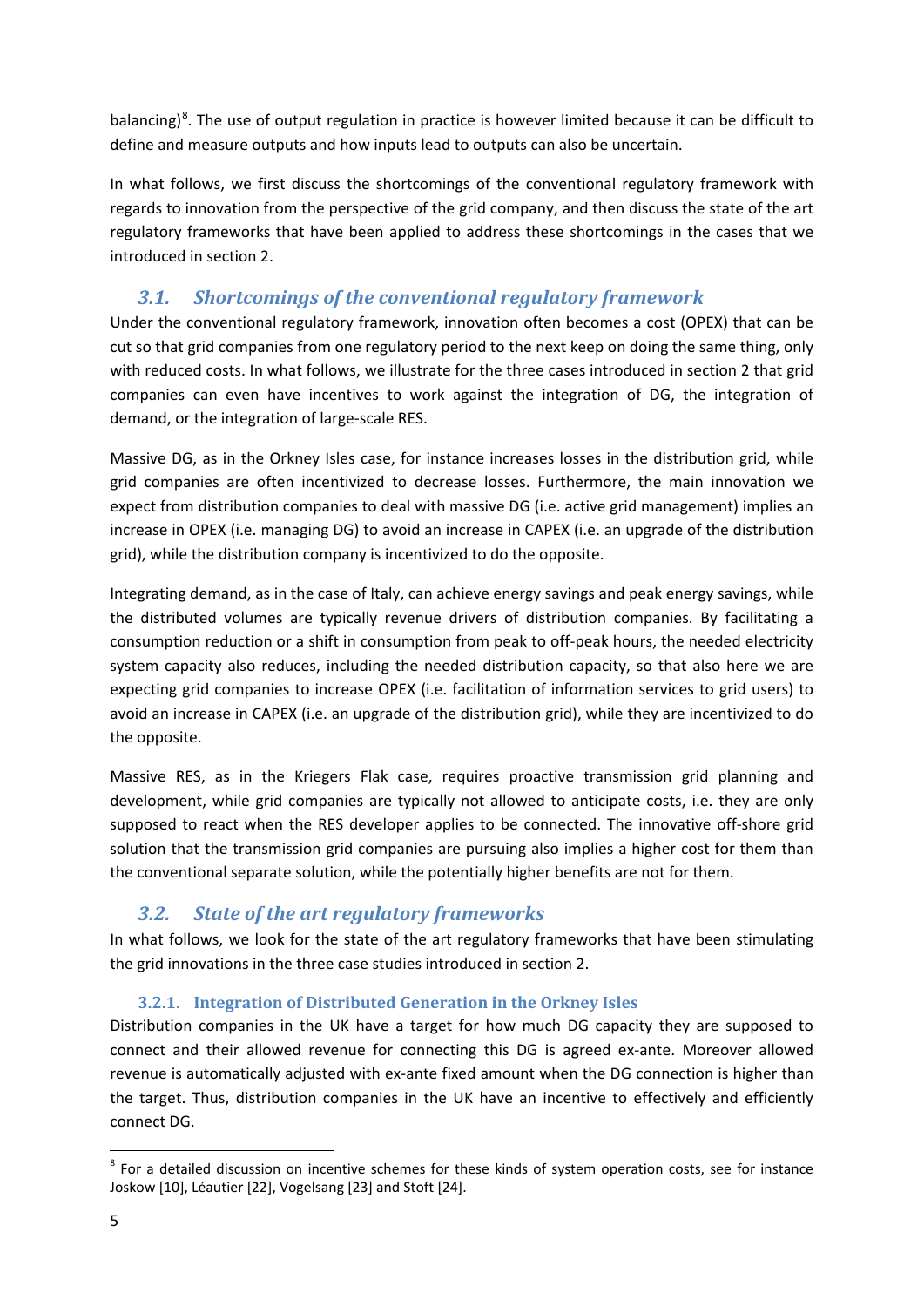balancing)[8]. The use of output regulation in practice is however limited because it can be difficult to define and measure outputs and how inputs lead to outputs can also be uncertain.

In what follows, we first discuss the shortcomings of the conventional regulatory framework with regards to innovation from the perspective of the grid company, and then discuss the state of the art regulatory frameworks that have been applied to address these shortcomings in the cases that we introduced in section 2.

## 3.1. Shortcomings of the conventional regulatory framework

Under the conventional regulatory framework, innovation often becomes a cost (OPEX) that can be cut so that grid companies from one regulatory period to the next keep on doing the same thing, only with reduced costs. In what follows, we illustrate for the three cases introduced in section 2 that grid companies can even have incentives to work against the integration of DG, the integration of demand, or the integration of large-scale RES.

Massive DG, as in the Orkney Isles case, for instance increases losses in the distribution grid, while grid companies are often incentivized to decrease losses. Furthermore, the main innovation we expect from distribution companies to deal with massive DG (i.e. active grid management) implies an increase in OPEX (i.e. managing DG) to avoid an increase in CAPEX (i.e. an upgrade of the distribution grid), while the distribution company is incentivized to do the opposite.

Integrating demand, as in the case of Italy, can achieve energy savings and peak energy savings, while the distributed volumes are typically revenue drivers of distribution companies. By facilitating a consumption reduction or a shift in consumption from peak to off-peak hours, the needed electricity system capacity also reduces, including the needed distribution capacity, so that also here we are expecting grid companies to increase OPEX (i.e. facilitation of information services to grid users) to avoid an increase in CAPEX (i.e. an upgrade of the distribution grid), while they are incentivized to do the opposite.

Massive RES, as in the Kriegers Flak case, requires proactive transmission grid planning and development, while grid companies are typically not allowed to anticipate costs, i.e. they are only supposed to react when the RES developer applies to be connected. The innovative off-shore grid solution that the transmission grid companies are pursuing also implies a higher cost for them than the conventional separate solution, while the potentially higher benefits are not for them.

## 3.2. State of the art regulatory frameworks

In what follows, we look for the state of the art regulatory frameworks that have been stimulating the grid innovations in the three case studies introduced in section 2.

### 3.2.1. Integration of Distributed Generation in the Orkney Isles

Distribution companies in the UK have a target for how much DG capacity they are supposed to connect and their allowed revenue for connecting this DG is agreed ex-ante. Moreover allowed revenue is automatically adjusted with ex-ante fixed amount when the DG connection is higher than the target. Thus, distribution companies in the UK have an incentive to effectively and efficiently connect DG.

---

[8] For a detailed discussion on incentive schemes for these kinds of system operation costs, see for instance Joskow [10], Léautier [22], Vogelsang [23] and Stoft [24].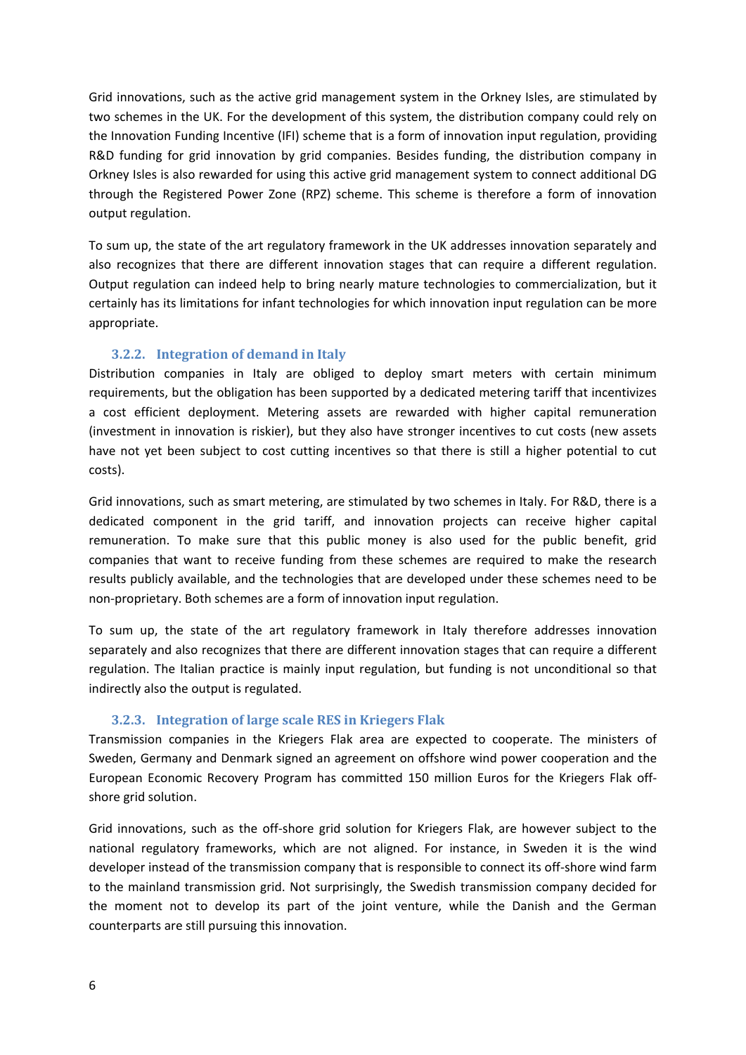Grid innovations, such as the active grid management system in the Orkney Isles, are stimulated by two schemes in the UK. For the development of this system, the distribution company could rely on the Innovation Funding Incentive (IFI) scheme that is a form of innovation input regulation, providing R&D funding for grid innovation by grid companies. Besides funding, the distribution company in Orkney Isles is also rewarded for using this active grid management system to connect additional DG through the Registered Power Zone (RPZ) scheme. This scheme is therefore a form of innovation output regulation.

To sum up, the state of the art regulatory framework in the UK addresses innovation separately and also recognizes that there are different innovation stages that can require a different regulation. Output regulation can indeed help to bring nearly mature technologies to commercialization, but it certainly has its limitations for infant technologies for which innovation input regulation can be more appropriate.

### 3.2.2. Integration of demand in Italy

Distribution companies in Italy are obliged to deploy smart meters with certain minimum requirements, but the obligation has been supported by a dedicated metering tariff that incentivizes a cost efficient deployment. Metering assets are rewarded with higher capital remuneration (investment in innovation is riskier), but they also have stronger incentives to cut costs (new assets have not yet been subject to cost cutting incentives so that there is still a higher potential to cut costs).

Grid innovations, such as smart metering, are stimulated by two schemes in Italy. For R&D, there is a dedicated component in the grid tariff, and innovation projects can receive higher capital remuneration. To make sure that this public money is also used for the public benefit, grid companies that want to receive funding from these schemes are required to make the research results publicly available, and the technologies that are developed under these schemes need to be non-proprietary. Both schemes are a form of innovation input regulation.

To sum up, the state of the art regulatory framework in Italy therefore addresses innovation separately and also recognizes that there are different innovation stages that can require a different regulation. The Italian practice is mainly input regulation, but funding is not unconditional so that indirectly also the output is regulated.

### 3.2.3. Integration of large scale RES in Kriegers Flak

Transmission companies in the Kriegers Flak area are expected to cooperate. The ministers of Sweden, Germany and Denmark signed an agreement on offshore wind power cooperation and the European Economic Recovery Program has committed 150 million Euros for the Kriegers Flak off-shore grid solution.

Grid innovations, such as the off-shore grid solution for Kriegers Flak, are however subject to the national regulatory frameworks, which are not aligned. For instance, in Sweden it is the wind developer instead of the transmission company that is responsible to connect its off-shore wind farm to the mainland transmission grid. Not surprisingly, the Swedish transmission company decided for the moment not to develop its part of the joint venture, while the Danish and the German counterparts are still pursuing this innovation.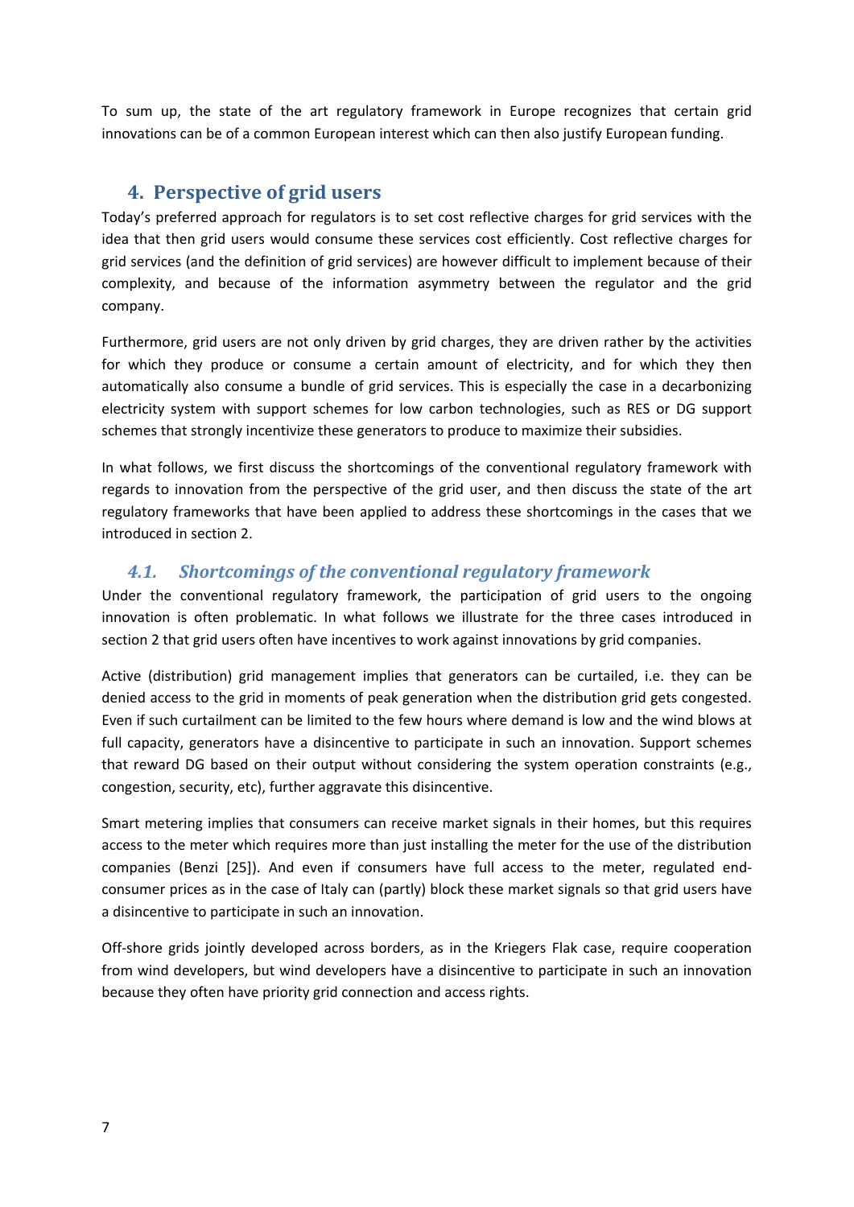To sum up, the state of the art regulatory framework in Europe recognizes that certain grid innovations can be of a common European interest which can then also justify European funding.

## 4. Perspective of grid users

Today's preferred approach for regulators is to set cost reflective charges for grid services with the idea that then grid users would consume these services cost efficiently. Cost reflective charges for grid services (and the definition of grid services) are however difficult to implement because of their complexity, and because of the information asymmetry between the regulator and the grid company.

Furthermore, grid users are not only driven by grid charges, they are driven rather by the activities for which they produce or consume a certain amount of electricity, and for which they then automatically also consume a bundle of grid services. This is especially the case in a decarbonizing electricity system with support schemes for low carbon technologies, such as RES or DG support schemes that strongly incentivize these generators to produce to maximize their subsidies.

In what follows, we first discuss the shortcomings of the conventional regulatory framework with regards to innovation from the perspective of the grid user, and then discuss the state of the art regulatory frameworks that have been applied to address these shortcomings in the cases that we introduced in section 2.

### *4.1. Shortcomings of the conventional regulatory framework*

Under the conventional regulatory framework, the participation of grid users to the ongoing innovation is often problematic. In what follows we illustrate for the three cases introduced in section 2 that grid users often have incentives to work against innovations by grid companies.

Active (distribution) grid management implies that generators can be curtailed, i.e. they can be denied access to the grid in moments of peak generation when the distribution grid gets congested. Even if such curtailment can be limited to the few hours where demand is low and the wind blows at full capacity, generators have a disincentive to participate in such an innovation. Support schemes that reward DG based on their output without considering the system operation constraints (e.g., congestion, security, etc), further aggravate this disincentive.

Smart metering implies that consumers can receive market signals in their homes, but this requires access to the meter which requires more than just installing the meter for the use of the distribution companies (Benzi [25]). And even if consumers have full access to the meter, regulated end-consumer prices as in the case of Italy can (partly) block these market signals so that grid users have a disincentive to participate in such an innovation.

Off-shore grids jointly developed across borders, as in the Kriegers Flak case, require cooperation from wind developers, but wind developers have a disincentive to participate in such an innovation because they often have priority grid connection and access rights.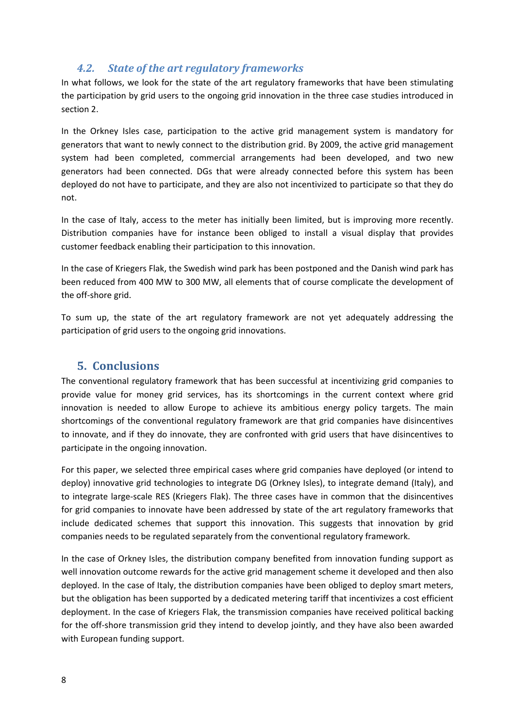### *4.2. State of the art regulatory frameworks*

In what follows, we look for the state of the art regulatory frameworks that have been stimulating the participation by grid users to the ongoing grid innovation in the three case studies introduced in section 2.

In the Orkney Isles case, participation to the active grid management system is mandatory for generators that want to newly connect to the distribution grid. By 2009, the active grid management system had been completed, commercial arrangements had been developed, and two new generators had been connected. DGs that were already connected before this system has been deployed do not have to participate, and they are also not incentivized to participate so that they do not.

In the case of Italy, access to the meter has initially been limited, but is improving more recently. Distribution companies have for instance been obliged to install a visual display that provides customer feedback enabling their participation to this innovation.

In the case of Kriegers Flak, the Swedish wind park has been postponed and the Danish wind park has been reduced from 400 MW to 300 MW, all elements that of course complicate the development of the off-shore grid.

To sum up, the state of the art regulatory framework are not yet adequately addressing the participation of grid users to the ongoing grid innovations.

## 5. Conclusions

The conventional regulatory framework that has been successful at incentivizing grid companies to provide value for money grid services, has its shortcomings in the current context where grid innovation is needed to allow Europe to achieve its ambitious energy policy targets. The main shortcomings of the conventional regulatory framework are that grid companies have disincentives to innovate, and if they do innovate, they are confronted with grid users that have disincentives to participate in the ongoing innovation.

For this paper, we selected three empirical cases where grid companies have deployed (or intend to deploy) innovative grid technologies to integrate DG (Orkney Isles), to integrate demand (Italy), and to integrate large-scale RES (Kriegers Flak). The three cases have in common that the disincentives for grid companies to innovate have been addressed by state of the art regulatory frameworks that include dedicated schemes that support this innovation. This suggests that innovation by grid companies needs to be regulated separately from the conventional regulatory framework.

In the case of Orkney Isles, the distribution company benefited from innovation funding support as well innovation outcome rewards for the active grid management scheme it developed and then also deployed. In the case of Italy, the distribution companies have been obliged to deploy smart meters, but the obligation has been supported by a dedicated metering tariff that incentivizes a cost efficient deployment. In the case of Kriegers Flak, the transmission companies have received political backing for the off-shore transmission grid they intend to develop jointly, and they have also been awarded with European funding support.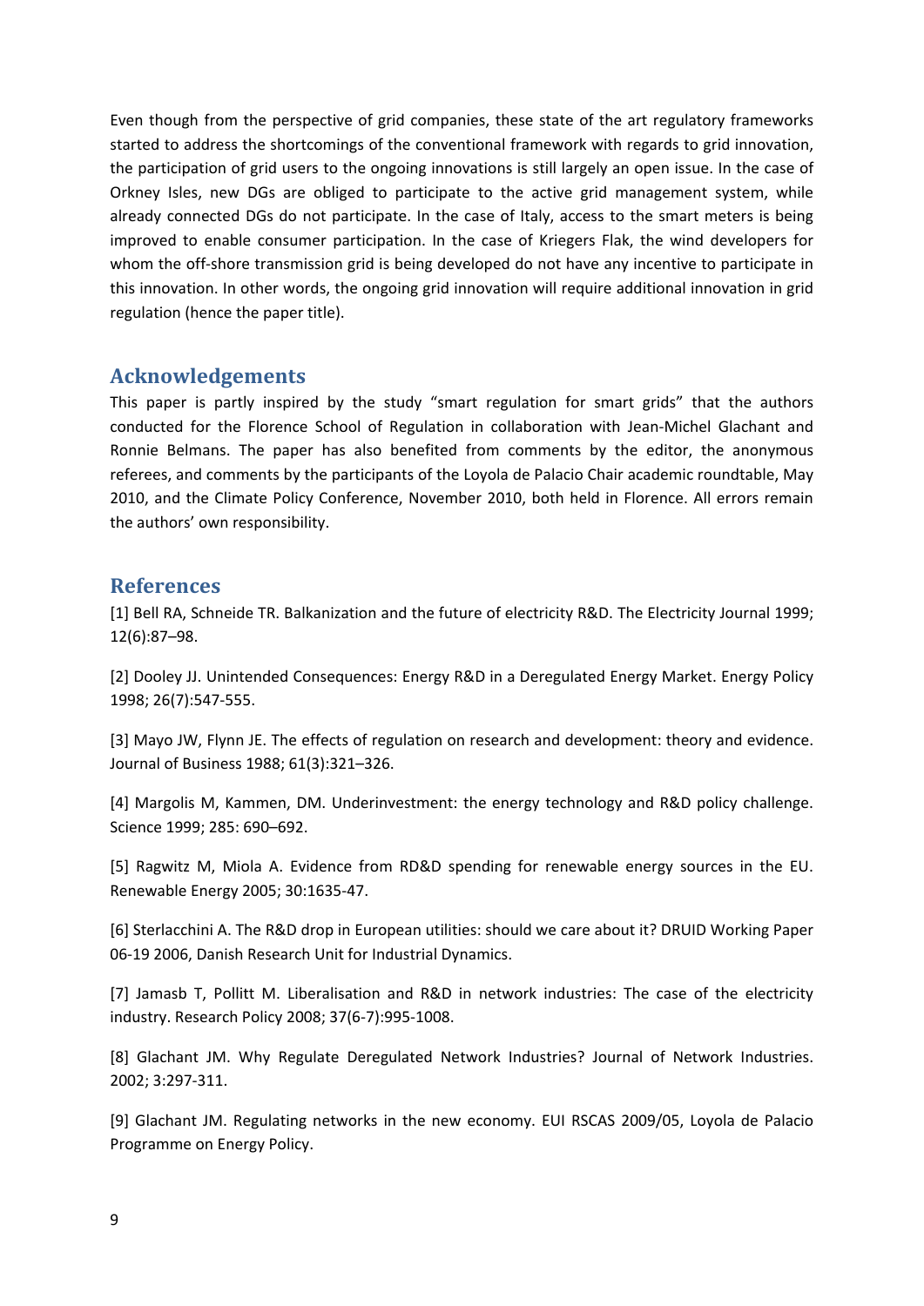Even though from the perspective of grid companies, these state of the art regulatory frameworks started to address the shortcomings of the conventional framework with regards to grid innovation, the participation of grid users to the ongoing innovations is still largely an open issue. In the case of Orkney Isles, new DGs are obliged to participate to the active grid management system, while already connected DGs do not participate. In the case of Italy, access to the smart meters is being improved to enable consumer participation. In the case of Kriegers Flak, the wind developers for whom the off-shore transmission grid is being developed do not have any incentive to participate in this innovation. In other words, the ongoing grid innovation will require additional innovation in grid regulation (hence the paper title).

## Acknowledgements

This paper is partly inspired by the study "smart regulation for smart grids" that the authors conducted for the Florence School of Regulation in collaboration with Jean-Michel Glachant and Ronnie Belmans. The paper has also benefited from comments by the editor, the anonymous referees, and comments by the participants of the Loyola de Palacio Chair academic roundtable, May 2010, and the Climate Policy Conference, November 2010, both held in Florence. All errors remain the authors' own responsibility.

## References

[1] Bell RA, Schneide TR. Balkanization and the future of electricity R&D. The Electricity Journal 1999; 12(6):87–98.

[2] Dooley JJ. Unintended Consequences: Energy R&D in a Deregulated Energy Market. Energy Policy 1998; 26(7):547-555.

[3] Mayo JW, Flynn JE. The effects of regulation on research and development: theory and evidence. Journal of Business 1988; 61(3):321–326.

[4] Margolis M, Kammen, DM. Underinvestment: the energy technology and R&D policy challenge. Science 1999; 285: 690–692.

[5] Ragwitz M, Miola A. Evidence from RD&D spending for renewable energy sources in the EU. Renewable Energy 2005; 30:1635-47.

[6] Sterlacchini A. The R&D drop in European utilities: should we care about it? DRUID Working Paper 06-19 2006, Danish Research Unit for Industrial Dynamics.

[7] Jamasb T, Pollitt M. Liberalisation and R&D in network industries: The case of the electricity industry. Research Policy 2008; 37(6-7):995-1008.

[8] Glachant JM. Why Regulate Deregulated Network Industries? Journal of Network Industries. 2002; 3:297-311.

[9] Glachant JM. Regulating networks in the new economy. EUI RSCAS 2009/05, Loyola de Palacio Programme on Energy Policy.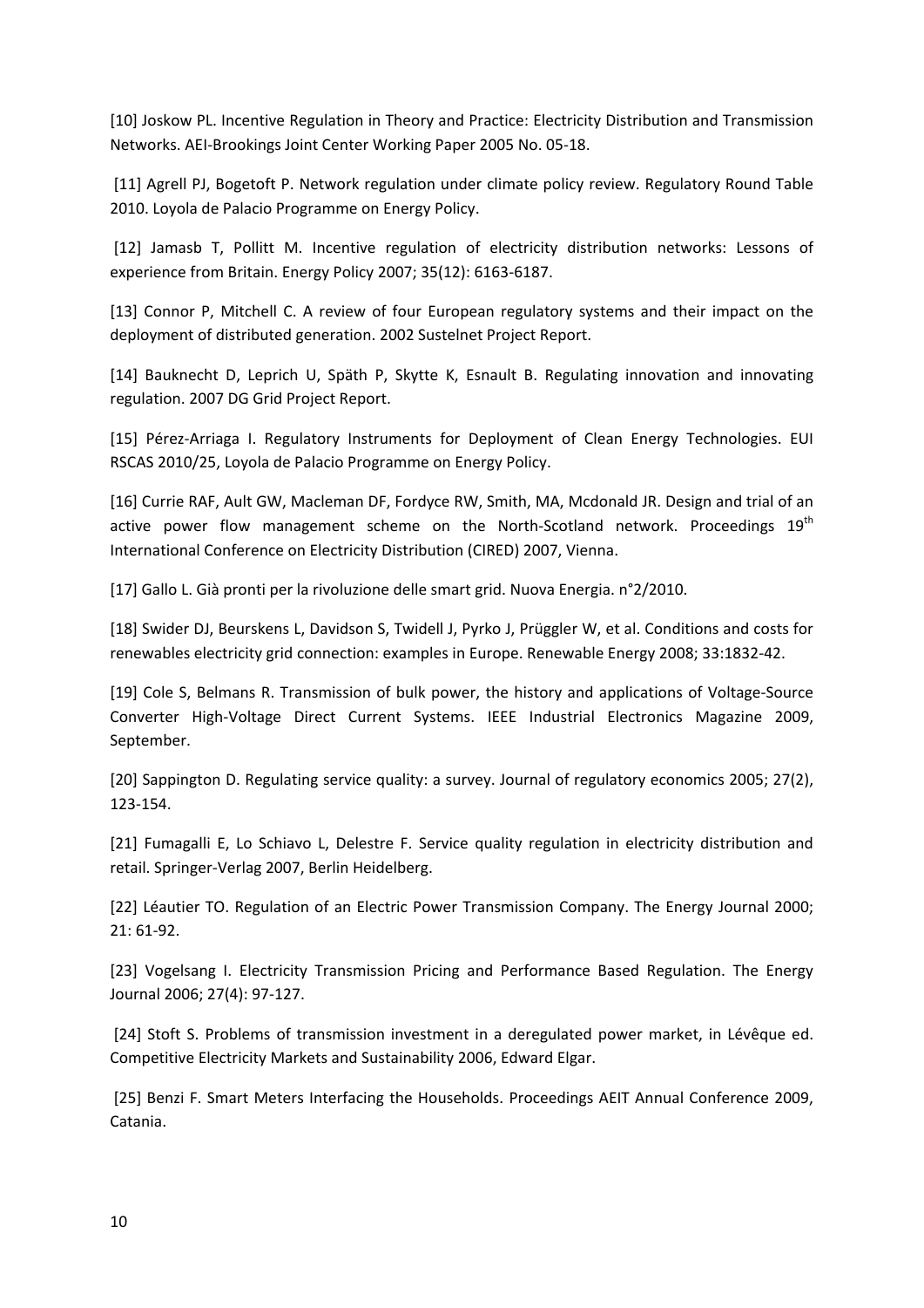[10] Joskow PL. Incentive Regulation in Theory and Practice: Electricity Distribution and Transmission Networks. AEI-Brookings Joint Center Working Paper 2005 No. 05-18.

[11] Agrell PJ, Bogetoft P. Network regulation under climate policy review. Regulatory Round Table 2010. Loyola de Palacio Programme on Energy Policy.

[12] Jamasb T, Pollitt M. Incentive regulation of electricity distribution networks: Lessons of experience from Britain. Energy Policy 2007; 35(12): 6163-6187.

[13] Connor P, Mitchell C. A review of four European regulatory systems and their impact on the deployment of distributed generation. 2002 Sustelnet Project Report.

[14] Bauknecht D, Leprich U, Späth P, Skytte K, Esnault B. Regulating innovation and innovating regulation. 2007 DG Grid Project Report.

[15] Pérez-Arriaga I. Regulatory Instruments for Deployment of Clean Energy Technologies. EUI RSCAS 2010/25, Loyola de Palacio Programme on Energy Policy.

[16] Currie RAF, Ault GW, Macleman DF, Fordyce RW, Smith, MA, Mcdonald JR. Design and trial of an active power flow management scheme on the North-Scotland network. Proceedings 19th International Conference on Electricity Distribution (CIRED) 2007, Vienna.

[17] Gallo L. Già pronti per la rivoluzione delle smart grid. Nuova Energia. n°2/2010.

[18] Swider DJ, Beurskens L, Davidson S, Twidell J, Pyrko J, Prüggler W, et al. Conditions and costs for renewables electricity grid connection: examples in Europe. Renewable Energy 2008; 33:1832-42.

[19] Cole S, Belmans R. Transmission of bulk power, the history and applications of Voltage-Source Converter High-Voltage Direct Current Systems. IEEE Industrial Electronics Magazine 2009, September.

[20] Sappington D. Regulating service quality: a survey. Journal of regulatory economics 2005; 27(2), 123-154.

[21] Fumagalli E, Lo Schiavo L, Delestre F. Service quality regulation in electricity distribution and retail. Springer-Verlag 2007, Berlin Heidelberg.

[22] Léautier TO. Regulation of an Electric Power Transmission Company. The Energy Journal 2000; 21: 61-92.

[23] Vogelsang I. Electricity Transmission Pricing and Performance Based Regulation. The Energy Journal 2006; 27(4): 97-127.

[24] Stoft S. Problems of transmission investment in a deregulated power market, in Lévêque ed. Competitive Electricity Markets and Sustainability 2006, Edward Elgar.

[25] Benzi F. Smart Meters Interfacing the Households. Proceedings AEIT Annual Conference 2009, Catania.